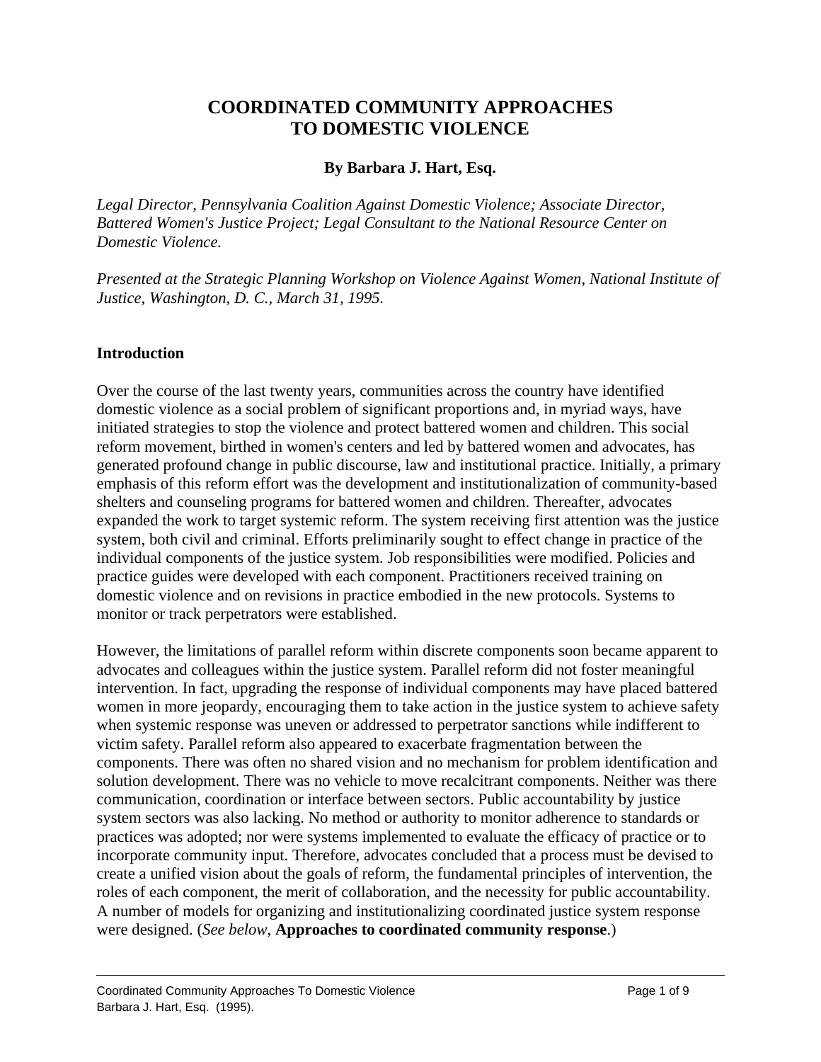# COORDINATED COMMUNITY APPROACHES TO DOMESTIC VIOLENCE

**By Barbara J. Hart, Esq.**

*Legal Director, Pennsylvania Coalition Against Domestic Violence; Associate Director, Battered Women's Justice Project; Legal Consultant to the National Resource Center on Domestic Violence.*

*Presented at the Strategic Planning Workshop on Violence Against Women, National Institute of Justice, Washington, D. C., March 31, 1995.*

## Introduction

Over the course of the last twenty years, communities across the country have identified domestic violence as a social problem of significant proportions and, in myriad ways, have initiated strategies to stop the violence and protect battered women and children. This social reform movement, birthed in women's centers and led by battered women and advocates, has generated profound change in public discourse, law and institutional practice. Initially, a primary emphasis of this reform effort was the development and institutionalization of community-based shelters and counseling programs for battered women and children. Thereafter, advocates expanded the work to target systemic reform. The system receiving first attention was the justice system, both civil and criminal. Efforts preliminarily sought to effect change in practice of the individual components of the justice system. Job responsibilities were modified. Policies and practice guides were developed with each component. Practitioners received training on domestic violence and on revisions in practice embodied in the new protocols. Systems to monitor or track perpetrators were established.

However, the limitations of parallel reform within discrete components soon became apparent to advocates and colleagues within the justice system. Parallel reform did not foster meaningful intervention. In fact, upgrading the response of individual components may have placed battered women in more jeopardy, encouraging them to take action in the justice system to achieve safety when systemic response was uneven or addressed to perpetrator sanctions while indifferent to victim safety. Parallel reform also appeared to exacerbate fragmentation between the components. There was often no shared vision and no mechanism for problem identification and solution development. There was no vehicle to move recalcitrant components. Neither was there communication, coordination or interface between sectors. Public accountability by justice system sectors was also lacking. No method or authority to monitor adherence to standards or practices was adopted; nor were systems implemented to evaluate the efficacy of practice or to incorporate community input. Therefore, advocates concluded that a process must be devised to create a unified vision about the goals of reform, the fundamental principles of intervention, the roles of each component, the merit of collaboration, and the necessity for public accountability. A number of models for organizing and institutionalizing coordinated justice system response were designed. (*See below*, **Approaches to coordinated community response**.)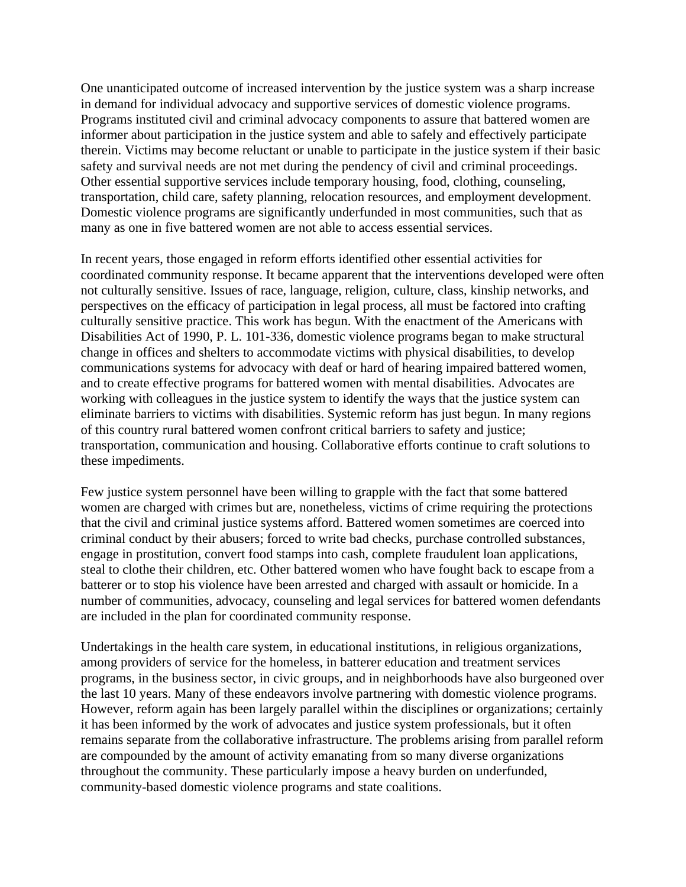One unanticipated outcome of increased intervention by the justice system was a sharp increase in demand for individual advocacy and supportive services of domestic violence programs. Programs instituted civil and criminal advocacy components to assure that battered women are informer about participation in the justice system and able to safely and effectively participate therein. Victims may become reluctant or unable to participate in the justice system if their basic safety and survival needs are not met during the pendency of civil and criminal proceedings. Other essential supportive services include temporary housing, food, clothing, counseling, transportation, child care, safety planning, relocation resources, and employment development. Domestic violence programs are significantly underfunded in most communities, such that as many as one in five battered women are not able to access essential services.

In recent years, those engaged in reform efforts identified other essential activities for coordinated community response. It became apparent that the interventions developed were often not culturally sensitive. Issues of race, language, religion, culture, class, kinship networks, and perspectives on the efficacy of participation in legal process, all must be factored into crafting culturally sensitive practice. This work has begun. With the enactment of the Americans with Disabilities Act of 1990, P. L. 101-336, domestic violence programs began to make structural change in offices and shelters to accommodate victims with physical disabilities, to develop communications systems for advocacy with deaf or hard of hearing impaired battered women, and to create effective programs for battered women with mental disabilities. Advocates are working with colleagues in the justice system to identify the ways that the justice system can eliminate barriers to victims with disabilities. Systemic reform has just begun. In many regions of this country rural battered women confront critical barriers to safety and justice; transportation, communication and housing. Collaborative efforts continue to craft solutions to these impediments.

Few justice system personnel have been willing to grapple with the fact that some battered women are charged with crimes but are, nonetheless, victims of crime requiring the protections that the civil and criminal justice systems afford. Battered women sometimes are coerced into criminal conduct by their abusers; forced to write bad checks, purchase controlled substances, engage in prostitution, convert food stamps into cash, complete fraudulent loan applications, steal to clothe their children, etc. Other battered women who have fought back to escape from a batterer or to stop his violence have been arrested and charged with assault or homicide. In a number of communities, advocacy, counseling and legal services for battered women defendants are included in the plan for coordinated community response.

Undertakings in the health care system, in educational institutions, in religious organizations, among providers of service for the homeless, in batterer education and treatment services programs, in the business sector, in civic groups, and in neighborhoods have also burgeoned over the last 10 years. Many of these endeavors involve partnering with domestic violence programs. However, reform again has been largely parallel within the disciplines or organizations; certainly it has been informed by the work of advocates and justice system professionals, but it often remains separate from the collaborative infrastructure. The problems arising from parallel reform are compounded by the amount of activity emanating from so many diverse organizations throughout the community. These particularly impose a heavy burden on underfunded, community-based domestic violence programs and state coalitions.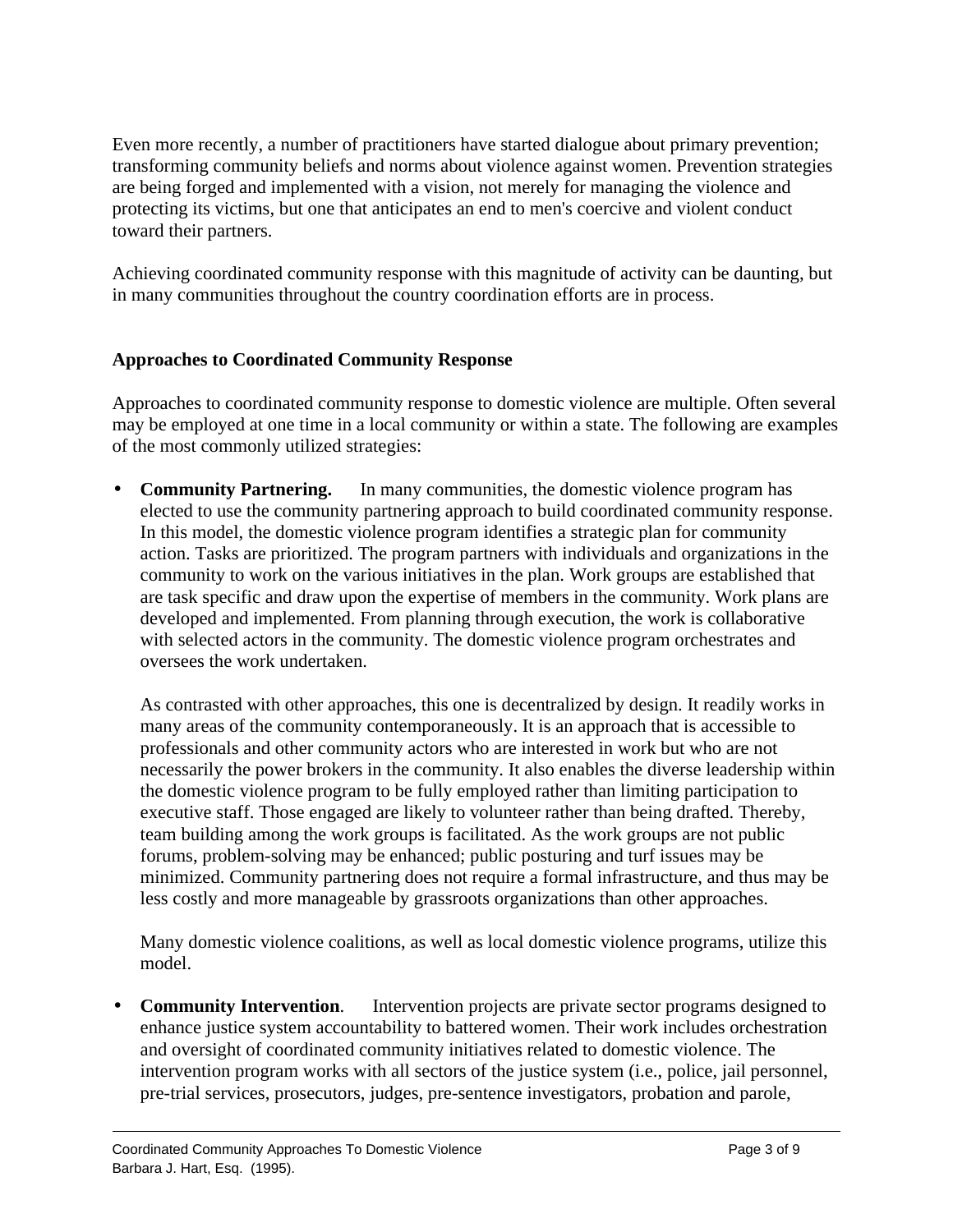Even more recently, a number of practitioners have started dialogue about primary prevention; transforming community beliefs and norms about violence against women. Prevention strategies are being forged and implemented with a vision, not merely for managing the violence and protecting its victims, but one that anticipates an end to men's coercive and violent conduct toward their partners.

Achieving coordinated community response with this magnitude of activity can be daunting, but in many communities throughout the country coordination efforts are in process.

**Approaches to Coordinated Community Response**

Approaches to coordinated community response to domestic violence are multiple. Often several may be employed at one time in a local community or within a state. The following are examples of the most commonly utilized strategies:

- **Community Partnering.** In many communities, the domestic violence program has elected to use the community partnering approach to build coordinated community response. In this model, the domestic violence program identifies a strategic plan for community action. Tasks are prioritized. The program partners with individuals and organizations in the community to work on the various initiatives in the plan. Work groups are established that are task specific and draw upon the expertise of members in the community. Work plans are developed and implemented. From planning through execution, the work is collaborative with selected actors in the community. The domestic violence program orchestrates and oversees the work undertaken.

  As contrasted with other approaches, this one is decentralized by design. It readily works in many areas of the community contemporaneously. It is an approach that is accessible to professionals and other community actors who are interested in work but who are not necessarily the power brokers in the community. It also enables the diverse leadership within the domestic violence program to be fully employed rather than limiting participation to executive staff. Those engaged are likely to volunteer rather than being drafted. Thereby, team building among the work groups is facilitated. As the work groups are not public forums, problem-solving may be enhanced; public posturing and turf issues may be minimized. Community partnering does not require a formal infrastructure, and thus may be less costly and more manageable by grassroots organizations than other approaches.

  Many domestic violence coalitions, as well as local domestic violence programs, utilize this model.

- **Community Intervention**. Intervention projects are private sector programs designed to enhance justice system accountability to battered women. Their work includes orchestration and oversight of coordinated community initiatives related to domestic violence. The intervention program works with all sectors of the justice system (i.e., police, jail personnel, pre-trial services, prosecutors, judges, pre-sentence investigators, probation and parole,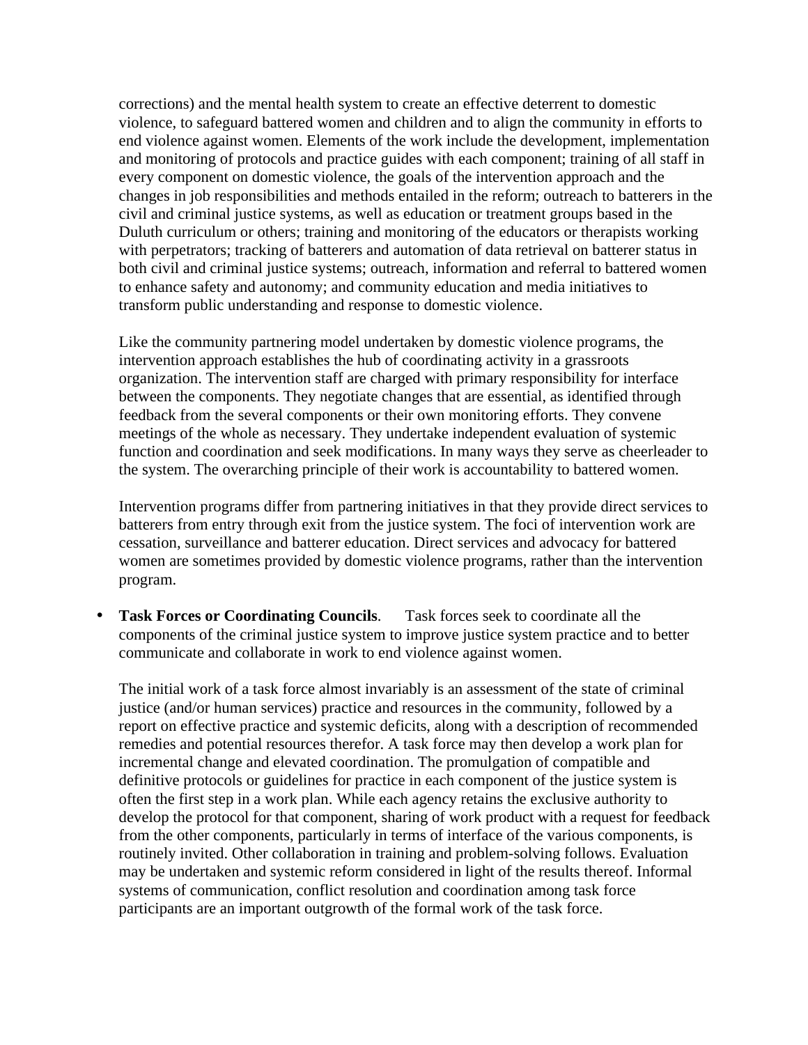corrections) and the mental health system to create an effective deterrent to domestic violence, to safeguard battered women and children and to align the community in efforts to end violence against women. Elements of the work include the development, implementation and monitoring of protocols and practice guides with each component; training of all staff in every component on domestic violence, the goals of the intervention approach and the changes in job responsibilities and methods entailed in the reform; outreach to batterers in the civil and criminal justice systems, as well as education or treatment groups based in the Duluth curriculum or others; training and monitoring of the educators or therapists working with perpetrators; tracking of batterers and automation of data retrieval on batterer status in both civil and criminal justice systems; outreach, information and referral to battered women to enhance safety and autonomy; and community education and media initiatives to transform public understanding and response to domestic violence.

Like the community partnering model undertaken by domestic violence programs, the intervention approach establishes the hub of coordinating activity in a grassroots organization. The intervention staff are charged with primary responsibility for interface between the components. They negotiate changes that are essential, as identified through feedback from the several components or their own monitoring efforts. They convene meetings of the whole as necessary. They undertake independent evaluation of systemic function and coordination and seek modifications. In many ways they serve as cheerleader to the system. The overarching principle of their work is accountability to battered women.

Intervention programs differ from partnering initiatives in that they provide direct services to batterers from entry through exit from the justice system. The foci of intervention work are cessation, surveillance and batterer education. Direct services and advocacy for battered women are sometimes provided by domestic violence programs, rather than the intervention program.

- **Task Forces or Coordinating Councils**. Task forces seek to coordinate all the components of the criminal justice system to improve justice system practice and to better communicate and collaborate in work to end violence against women.

  The initial work of a task force almost invariably is an assessment of the state of criminal justice (and/or human services) practice and resources in the community, followed by a report on effective practice and systemic deficits, along with a description of recommended remedies and potential resources therefor. A task force may then develop a work plan for incremental change and elevated coordination. The promulgation of compatible and definitive protocols or guidelines for practice in each component of the justice system is often the first step in a work plan. While each agency retains the exclusive authority to develop the protocol for that component, sharing of work product with a request for feedback from the other components, particularly in terms of interface of the various components, is routinely invited. Other collaboration in training and problem-solving follows. Evaluation may be undertaken and systemic reform considered in light of the results thereof. Informal systems of communication, conflict resolution and coordination among task force participants are an important outgrowth of the formal work of the task force.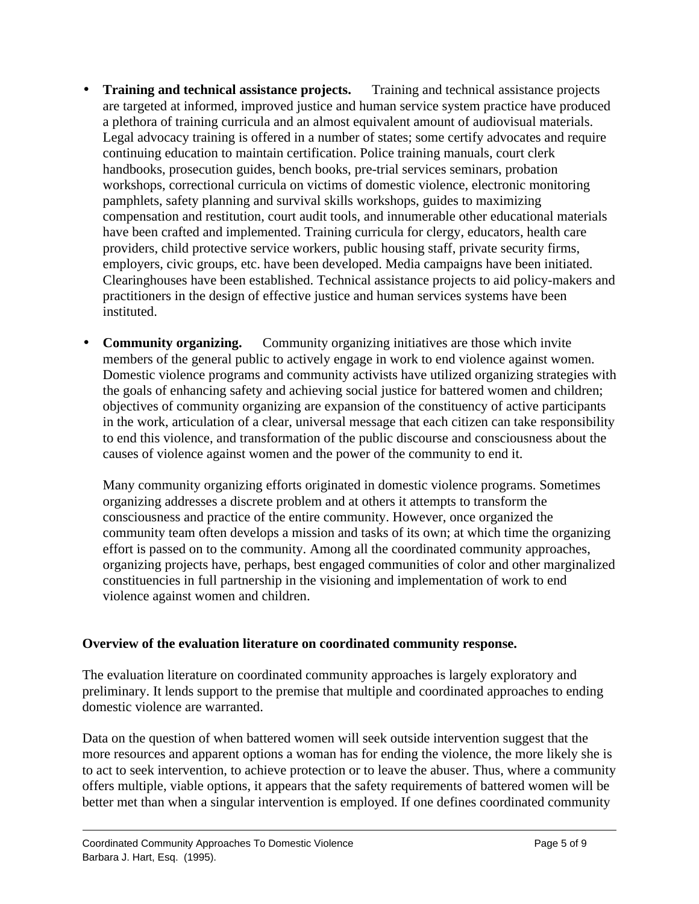- **Training and technical assistance projects.** Training and technical assistance projects are targeted at informed, improved justice and human service system practice have produced a plethora of training curricula and an almost equivalent amount of audiovisual materials. Legal advocacy training is offered in a number of states; some certify advocates and require continuing education to maintain certification. Police training manuals, court clerk handbooks, prosecution guides, bench books, pre-trial services seminars, probation workshops, correctional curricula on victims of domestic violence, electronic monitoring pamphlets, safety planning and survival skills workshops, guides to maximizing compensation and restitution, court audit tools, and innumerable other educational materials have been crafted and implemented. Training curricula for clergy, educators, health care providers, child protective service workers, public housing staff, private security firms, employers, civic groups, etc. have been developed. Media campaigns have been initiated. Clearinghouses have been established. Technical assistance projects to aid policy-makers and practitioners in the design of effective justice and human services systems have been instituted.

- **Community organizing.** Community organizing initiatives are those which invite members of the general public to actively engage in work to end violence against women. Domestic violence programs and community activists have utilized organizing strategies with the goals of enhancing safety and achieving social justice for battered women and children; objectives of community organizing are expansion of the constituency of active participants in the work, articulation of a clear, universal message that each citizen can take responsibility to end this violence, and transformation of the public discourse and consciousness about the causes of violence against women and the power of the community to end it.

  Many community organizing efforts originated in domestic violence programs. Sometimes organizing addresses a discrete problem and at others it attempts to transform the consciousness and practice of the entire community. However, once organized the community team often develops a mission and tasks of its own; at which time the organizing effort is passed on to the community. Among all the coordinated community approaches, organizing projects have, perhaps, best engaged communities of color and other marginalized constituencies in full partnership in the visioning and implementation of work to end violence against women and children.

**Overview of the evaluation literature on coordinated community response.**

The evaluation literature on coordinated community approaches is largely exploratory and preliminary. It lends support to the premise that multiple and coordinated approaches to ending domestic violence are warranted.

Data on the question of when battered women will seek outside intervention suggest that the more resources and apparent options a woman has for ending the violence, the more likely she is to act to seek intervention, to achieve protection or to leave the abuser. Thus, where a community offers multiple, viable options, it appears that the safety requirements of battered women will be better met than when a singular intervention is employed. If one defines coordinated community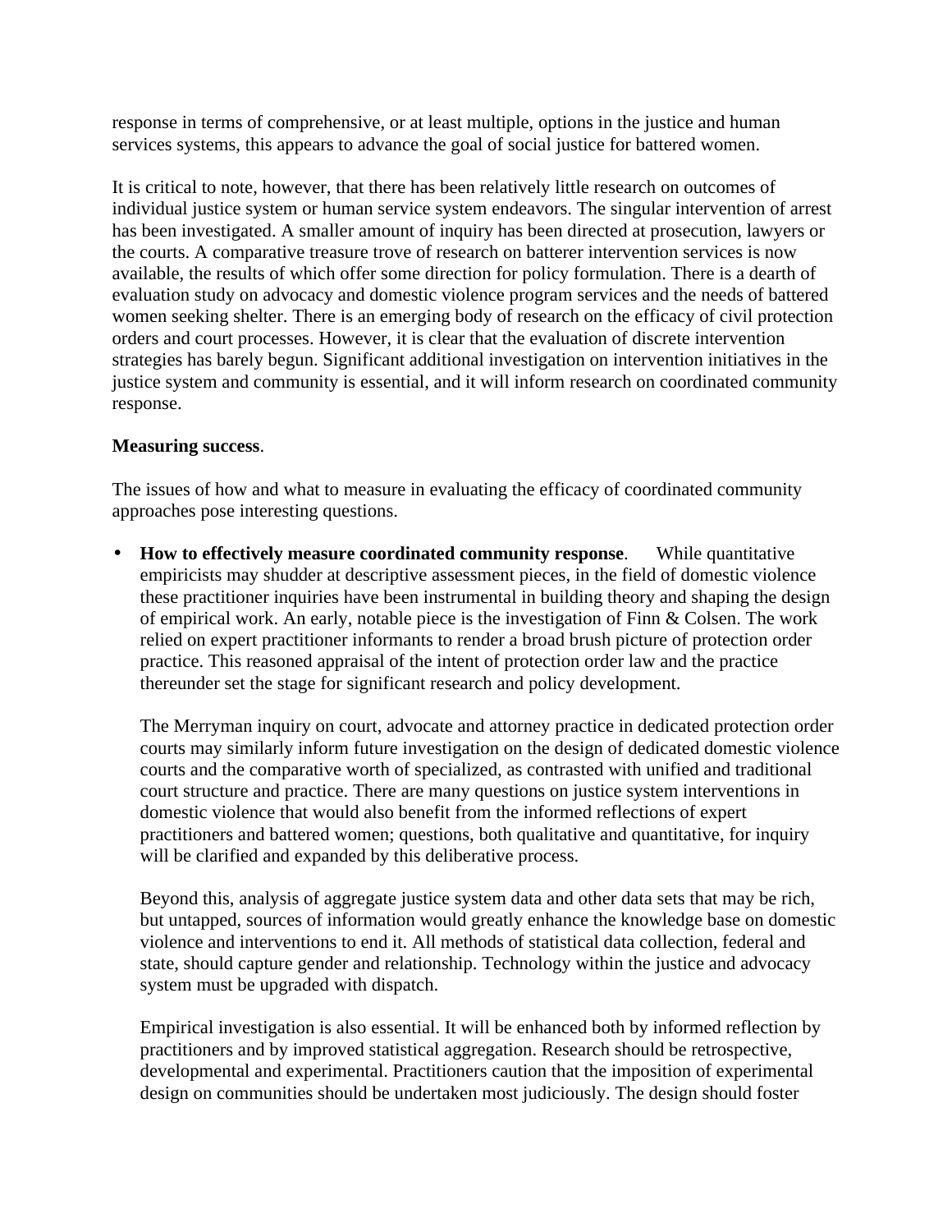response in terms of comprehensive, or at least multiple, options in the justice and human services systems, this appears to advance the goal of social justice for battered women.

It is critical to note, however, that there has been relatively little research on outcomes of individual justice system or human service system endeavors. The singular intervention of arrest has been investigated. A smaller amount of inquiry has been directed at prosecution, lawyers or the courts. A comparative treasure trove of research on batterer intervention services is now available, the results of which offer some direction for policy formulation. There is a dearth of evaluation study on advocacy and domestic violence program services and the needs of battered women seeking shelter. There is an emerging body of research on the efficacy of civil protection orders and court processes. However, it is clear that the evaluation of discrete intervention strategies has barely begun. Significant additional investigation on intervention initiatives in the justice system and community is essential, and it will inform research on coordinated community response.

**Measuring success**.

The issues of how and what to measure in evaluating the efficacy of coordinated community approaches pose interesting questions.

- **How to effectively measure coordinated community response**. While quantitative empiricists may shudder at descriptive assessment pieces, in the field of domestic violence these practitioner inquiries have been instrumental in building theory and shaping the design of empirical work. An early, notable piece is the investigation of Finn & Colsen. The work relied on expert practitioner informants to render a broad brush picture of protection order practice. This reasoned appraisal of the intent of protection order law and the practice thereunder set the stage for significant research and policy development.

  The Merryman inquiry on court, advocate and attorney practice in dedicated protection order courts may similarly inform future investigation on the design of dedicated domestic violence courts and the comparative worth of specialized, as contrasted with unified and traditional court structure and practice. There are many questions on justice system interventions in domestic violence that would also benefit from the informed reflections of expert practitioners and battered women; questions, both qualitative and quantitative, for inquiry will be clarified and expanded by this deliberative process.

  Beyond this, analysis of aggregate justice system data and other data sets that may be rich, but untapped, sources of information would greatly enhance the knowledge base on domestic violence and interventions to end it. All methods of statistical data collection, federal and state, should capture gender and relationship. Technology within the justice and advocacy system must be upgraded with dispatch.

  Empirical investigation is also essential. It will be enhanced both by informed reflection by practitioners and by improved statistical aggregation. Research should be retrospective, developmental and experimental. Practitioners caution that the imposition of experimental design on communities should be undertaken most judiciously. The design should foster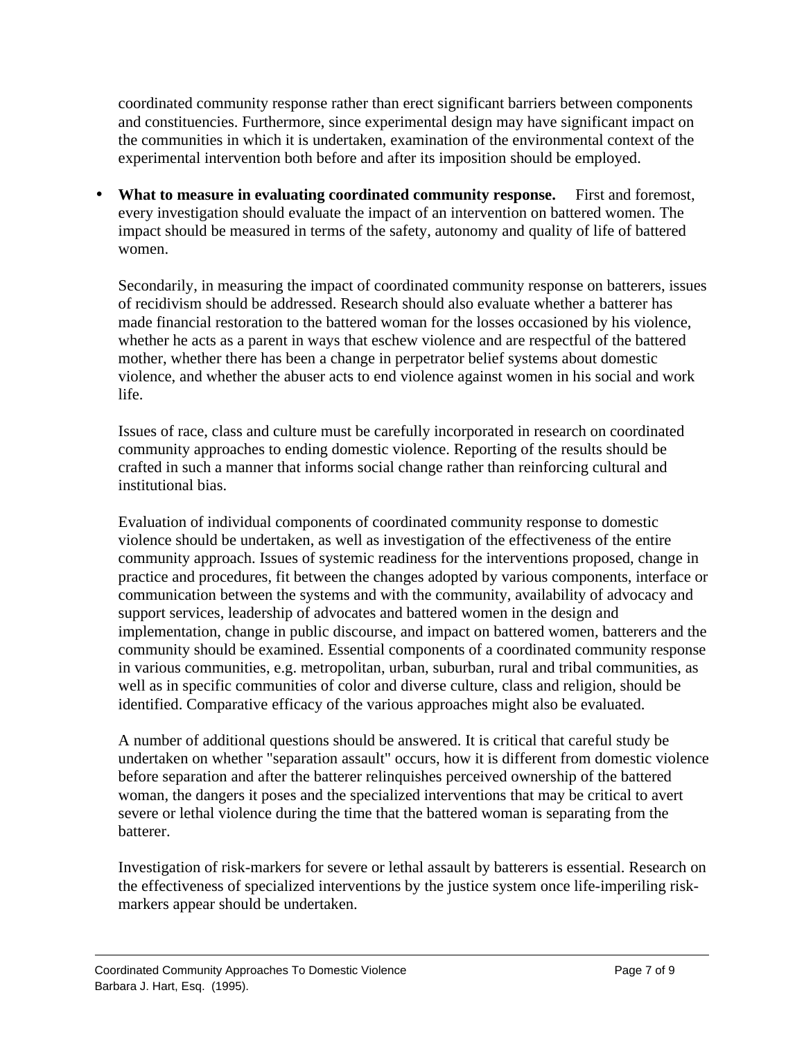coordinated community response rather than erect significant barriers between components and constituencies. Furthermore, since experimental design may have significant impact on the communities in which it is undertaken, examination of the environmental context of the experimental intervention both before and after its imposition should be employed.

- **What to measure in evaluating coordinated community response.** First and foremost, every investigation should evaluate the impact of an intervention on battered women. The impact should be measured in terms of the safety, autonomy and quality of life of battered women.

  Secondarily, in measuring the impact of coordinated community response on batterers, issues of recidivism should be addressed. Research should also evaluate whether a batterer has made financial restoration to the battered woman for the losses occasioned by his violence, whether he acts as a parent in ways that eschew violence and are respectful of the battered mother, whether there has been a change in perpetrator belief systems about domestic violence, and whether the abuser acts to end violence against women in his social and work life.

  Issues of race, class and culture must be carefully incorporated in research on coordinated community approaches to ending domestic violence. Reporting of the results should be crafted in such a manner that informs social change rather than reinforcing cultural and institutional bias.

  Evaluation of individual components of coordinated community response to domestic violence should be undertaken, as well as investigation of the effectiveness of the entire community approach. Issues of systemic readiness for the interventions proposed, change in practice and procedures, fit between the changes adopted by various components, interface or communication between the systems and with the community, availability of advocacy and support services, leadership of advocates and battered women in the design and implementation, change in public discourse, and impact on battered women, batterers and the community should be examined. Essential components of a coordinated community response in various communities, e.g. metropolitan, urban, suburban, rural and tribal communities, as well as in specific communities of color and diverse culture, class and religion, should be identified. Comparative efficacy of the various approaches might also be evaluated.

  A number of additional questions should be answered. It is critical that careful study be undertaken on whether "separation assault" occurs, how it is different from domestic violence before separation and after the batterer relinquishes perceived ownership of the battered woman, the dangers it poses and the specialized interventions that may be critical to avert severe or lethal violence during the time that the battered woman is separating from the batterer.

  Investigation of risk-markers for severe or lethal assault by batterers is essential. Research on the effectiveness of specialized interventions by the justice system once life-imperiling risk-markers appear should be undertaken.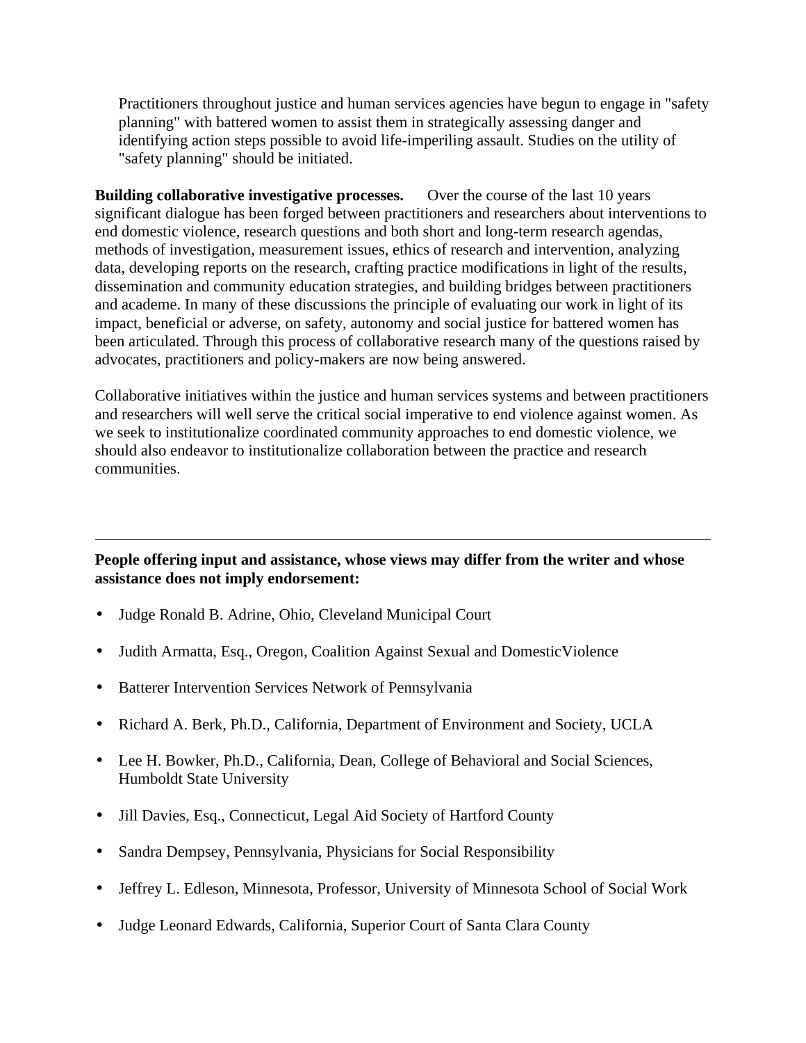Practitioners throughout justice and human services agencies have begun to engage in "safety planning" with battered women to assist them in strategically assessing danger and identifying action steps possible to avoid life-imperiling assault. Studies on the utility of "safety planning" should be initiated.

**Building collaborative investigative processes.** Over the course of the last 10 years significant dialogue has been forged between practitioners and researchers about interventions to end domestic violence, research questions and both short and long-term research agendas, methods of investigation, measurement issues, ethics of research and intervention, analyzing data, developing reports on the research, crafting practice modifications in light of the results, dissemination and community education strategies, and building bridges between practitioners and academe. In many of these discussions the principle of evaluating our work in light of its impact, beneficial or adverse, on safety, autonomy and social justice for battered women has been articulated. Through this process of collaborative research many of the questions raised by advocates, practitioners and policy-makers are now being answered.

Collaborative initiatives within the justice and human services systems and between practitioners and researchers will well serve the critical social imperative to end violence against women. As we seek to institutionalize coordinated community approaches to end domestic violence, we should also endeavor to institutionalize collaboration between the practice and research communities.

---

**People offering input and assistance, whose views may differ from the writer and whose assistance does not imply endorsement:**

- Judge Ronald B. Adrine, Ohio, Cleveland Municipal Court
- Judith Armatta, Esq., Oregon, Coalition Against Sexual and DomesticViolence
- Batterer Intervention Services Network of Pennsylvania
- Richard A. Berk, Ph.D., California, Department of Environment and Society, UCLA
- Lee H. Bowker, Ph.D., California, Dean, College of Behavioral and Social Sciences, Humboldt State University
- Jill Davies, Esq., Connecticut, Legal Aid Society of Hartford County
- Sandra Dempsey, Pennsylvania, Physicians for Social Responsibility
- Jeffrey L. Edleson, Minnesota, Professor, University of Minnesota School of Social Work
- Judge Leonard Edwards, California, Superior Court of Santa Clara County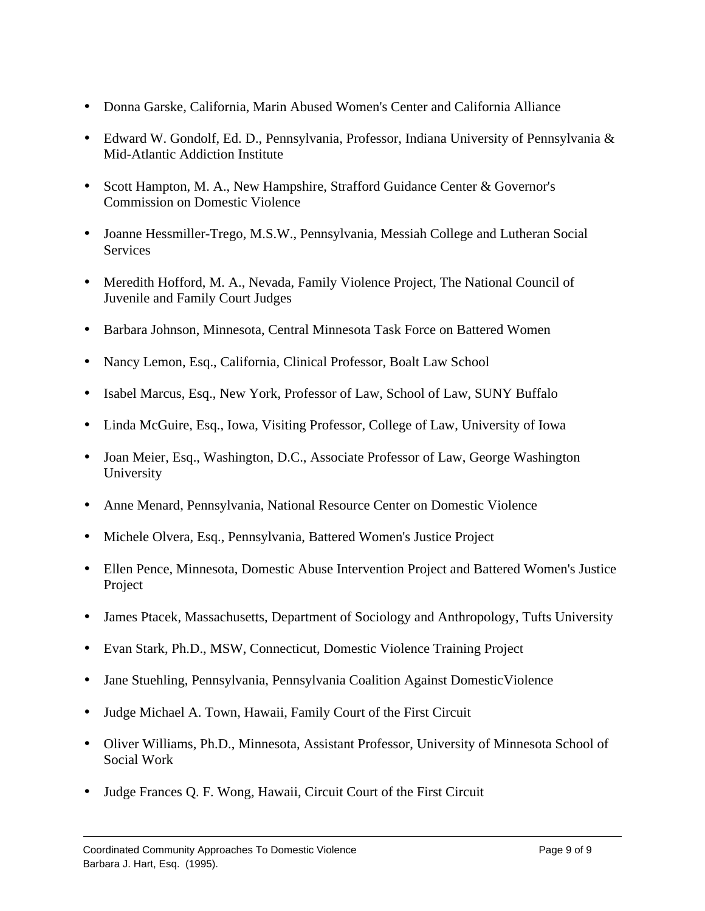- Donna Garske, California, Marin Abused Women's Center and California Alliance
- Edward W. Gondolf, Ed. D., Pennsylvania, Professor, Indiana University of Pennsylvania & Mid-Atlantic Addiction Institute
- Scott Hampton, M. A., New Hampshire, Strafford Guidance Center & Governor's Commission on Domestic Violence
- Joanne Hessmiller-Trego, M.S.W., Pennsylvania, Messiah College and Lutheran Social Services
- Meredith Hofford, M. A., Nevada, Family Violence Project, The National Council of Juvenile and Family Court Judges
- Barbara Johnson, Minnesota, Central Minnesota Task Force on Battered Women
- Nancy Lemon, Esq., California, Clinical Professor, Boalt Law School
- Isabel Marcus, Esq., New York, Professor of Law, School of Law, SUNY Buffalo
- Linda McGuire, Esq., Iowa, Visiting Professor, College of Law, University of Iowa
- Joan Meier, Esq., Washington, D.C., Associate Professor of Law, George Washington University
- Anne Menard, Pennsylvania, National Resource Center on Domestic Violence
- Michele Olvera, Esq., Pennsylvania, Battered Women's Justice Project
- Ellen Pence, Minnesota, Domestic Abuse Intervention Project and Battered Women's Justice Project
- James Ptacek, Massachusetts, Department of Sociology and Anthropology, Tufts University
- Evan Stark, Ph.D., MSW, Connecticut, Domestic Violence Training Project
- Jane Stuehling, Pennsylvania, Pennsylvania Coalition Against DomesticViolence
- Judge Michael A. Town, Hawaii, Family Court of the First Circuit
- Oliver Williams, Ph.D., Minnesota, Assistant Professor, University of Minnesota School of Social Work
- Judge Frances Q. F. Wong, Hawaii, Circuit Court of the First Circuit